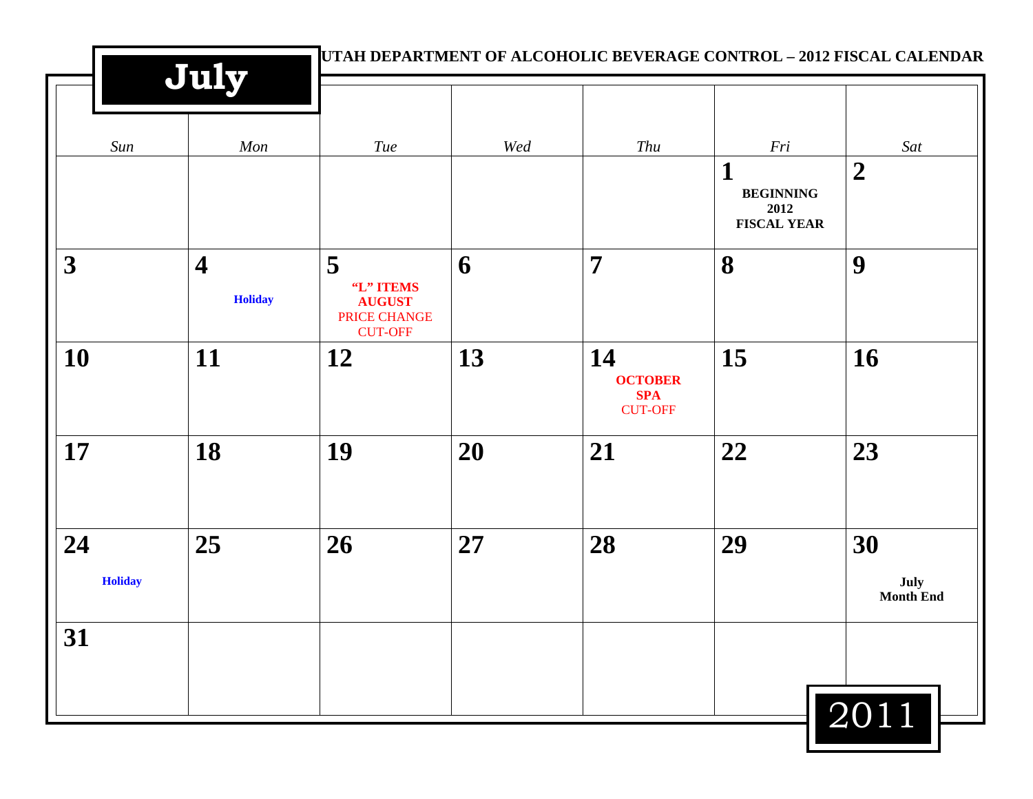# July

UTAH DEPARTMENT OF ALCOHOLIC BEVERAGE CONTROL – 2012 FISCAL CALENDAR

| *Sun* | *Mon* | *Tue* | *Wed* | *Thu* | *Fri* | *Sat* |
|---|---|---|---|---|---|---|
| | | | | | **1** **BEGINNING 2012 FISCAL YEAR** | **2** |
| **3** | **4** **Holiday** | **5** **"L" ITEMS AUGUST** PRICE CHANGE CUT-OFF | **6** | **7** | **8** | **9** |
| **10** | **11** | **12** | **13** | **14** **OCTOBER SPA** CUT-OFF | **15** | **16** |
| **17** | **18** | **19** | **20** | **21** | **22** | **23** |
| **24** **Holiday** | **25** | **26** | **27** | **28** | **29** | **30** **July Month End** |
| **31** | | | | | | |

2011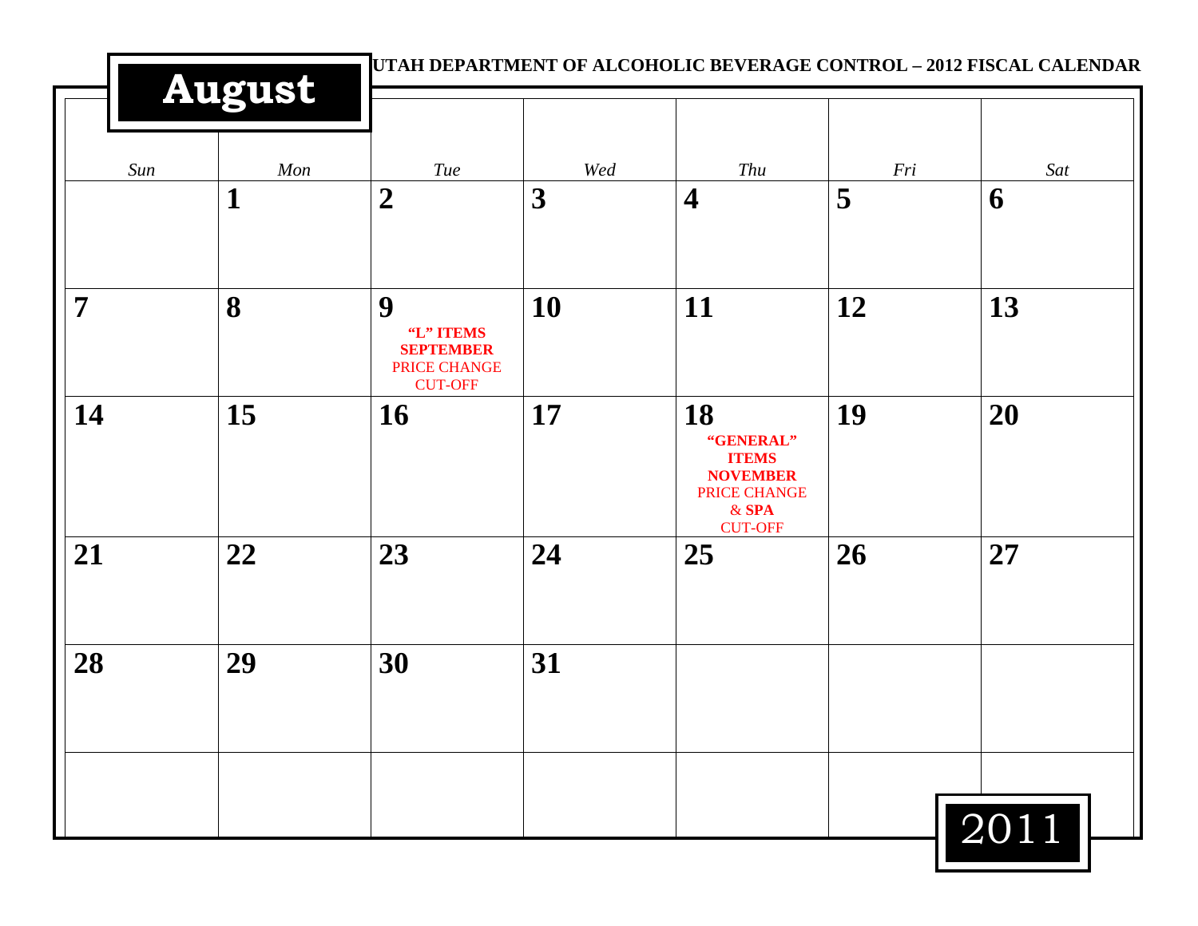# August

**UTAH DEPARTMENT OF ALCOHOLIC BEVERAGE CONTROL – 2012 FISCAL CALENDAR**

| Sun | Mon | Tue | Wed | Thu | Fri | Sat |
|---|---|---|---|---|---|---|
| | **1** | **2** | **3** | **4** | **5** | **6** |
| **7** | **8** | **9** **"L" ITEMS SEPTEMBER** PRICE CHANGE CUT-OFF | **10** | **11** | **12** | **13** |
| **14** | **15** | **16** | **17** | **18** **"GENERAL" ITEMS NOVEMBER** PRICE CHANGE & **SPA** CUT-OFF | **19** | **20** |
| **21** | **22** | **23** | **24** | **25** | **26** | **27** |
| **28** | **29** | **30** | **31** | | | |
| | | | | | | |

2011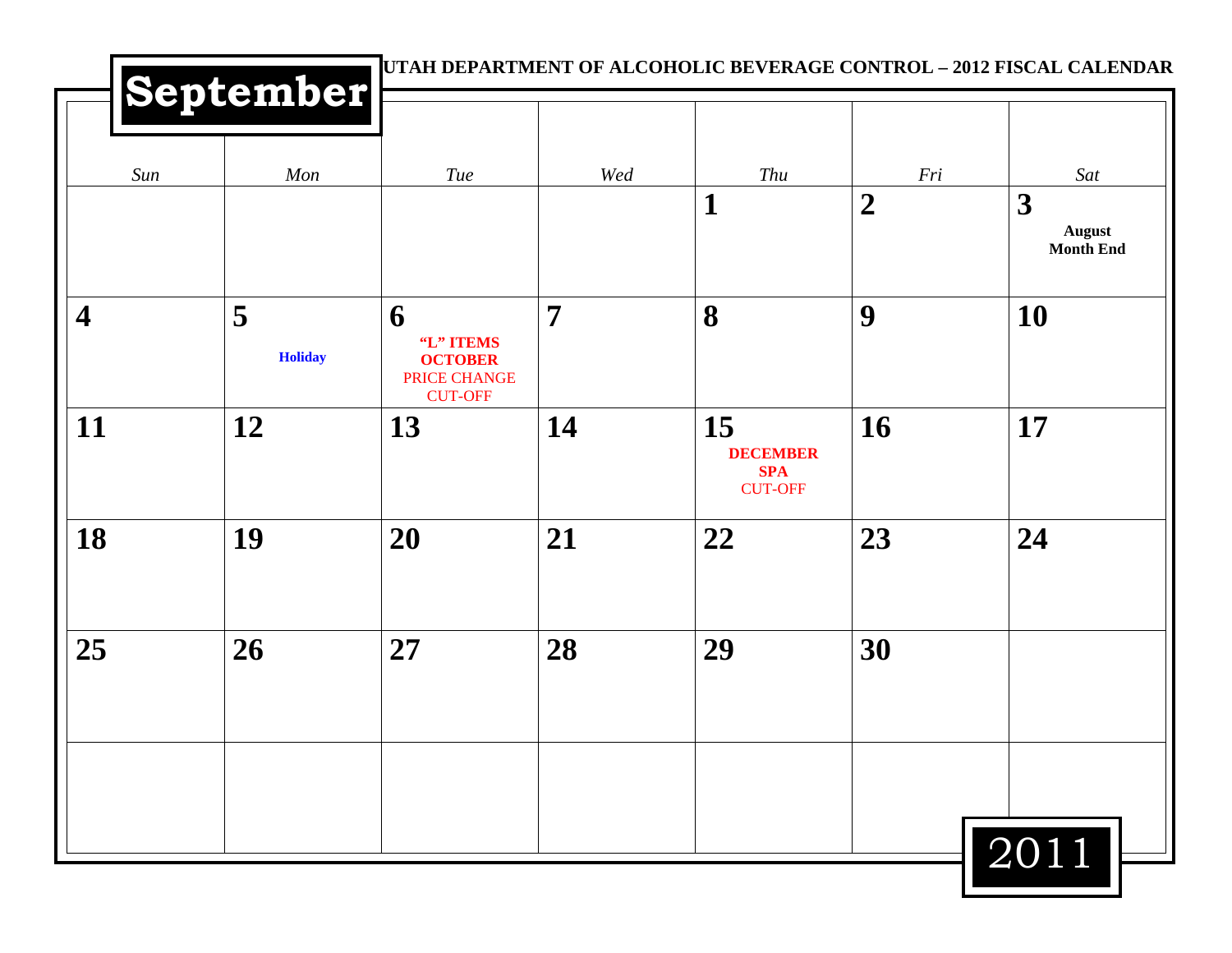# September

**UTAH DEPARTMENT OF ALCOHOLIC BEVERAGE CONTROL – 2012 FISCAL CALENDAR**

| *Sun* | *Mon* | *Tue* | *Wed* | *Thu* | *Fri* | *Sat* |
|---|---|---|---|---|---|---|
| | | | | **1** | **2** | **3** **August Month End** |
| **4** | **5** **Holiday** | **6** **"L" ITEMS OCTOBER** PRICE CHANGE CUT-OFF | **7** | **8** | **9** | **10** |
| **11** | **12** | **13** | **14** | **15** **DECEMBER SPA** CUT-OFF | **16** | **17** |
| **18** | **19** | **20** | **21** | **22** | **23** | **24** |
| **25** | **26** | **27** | **28** | **29** | **30** | |
| | | | | | | |

2011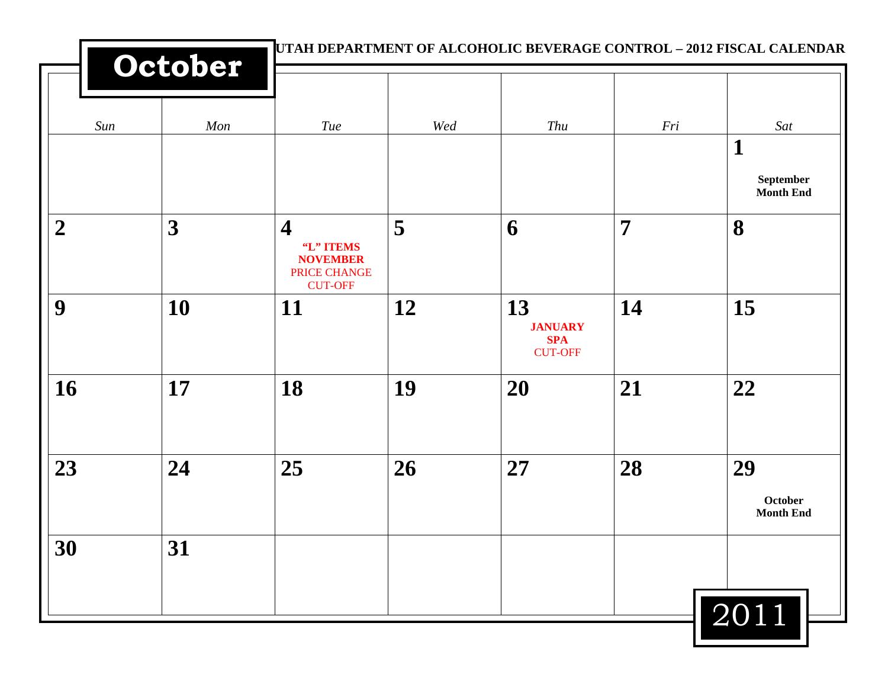# October

**UTAH DEPARTMENT OF ALCOHOLIC BEVERAGE CONTROL – 2012 FISCAL CALENDAR**

| *Sun* | *Mon* | *Tue* | *Wed* | *Thu* | *Fri* | *Sat* |
|---|---|---|---|---|---|---|
| | | | | | | **1** **September Month End** |
| **2** | **3** | **4** **"L" ITEMS NOVEMBER** PRICE CHANGE CUT-OFF | **5** | **6** | **7** | **8** |
| **9** | **10** | **11** | **12** | **13** **JANUARY SPA** CUT-OFF | **14** | **15** |
| **16** | **17** | **18** | **19** | **20** | **21** | **22** |
| **23** | **24** | **25** | **26** | **27** | **28** | **29** **October Month End** |
| **30** | **31** | | | | | |

2011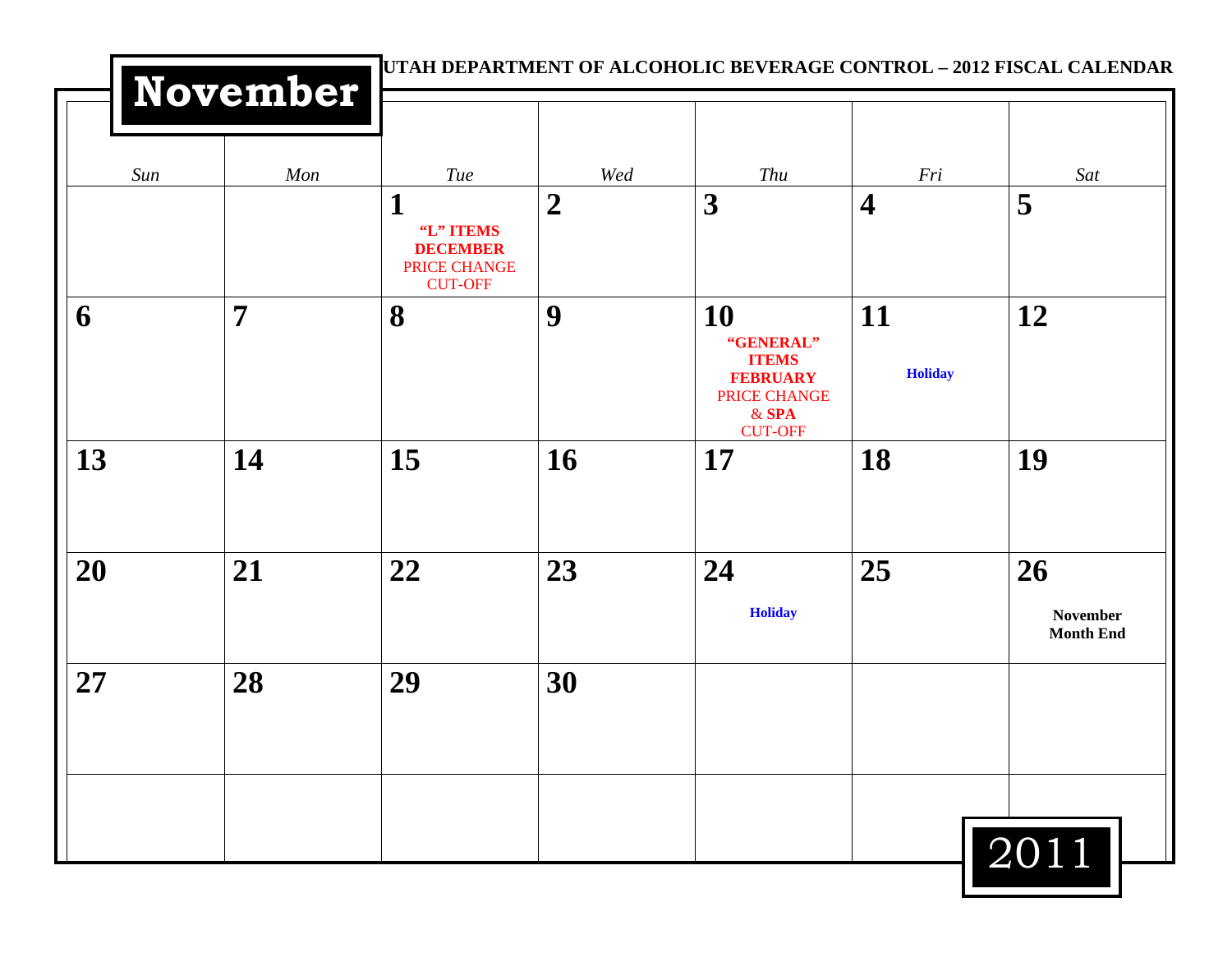# November

**UTAH DEPARTMENT OF ALCOHOLIC BEVERAGE CONTROL – 2012 FISCAL CALENDAR**

| Sun | Mon | Tue | Wed | Thu | Fri | Sat |
|---|---|---|---|---|---|---|
| | | **1** **"L" ITEMS** **DECEMBER** PRICE CHANGE CUT-OFF | **2** | **3** | **4** | **5** |
| **6** | **7** | **8** | **9** | **10** **"GENERAL" ITEMS** **FEBRUARY** PRICE CHANGE & **SPA** CUT-OFF | **11** **Holiday** | **12** |
| **13** | **14** | **15** | **16** | **17** | **18** | **19** |
| **20** | **21** | **22** | **23** | **24** **Holiday** | **25** | **26** **November Month End** |
| **27** | **28** | **29** | **30** | | | |
| | | | | | | |

2011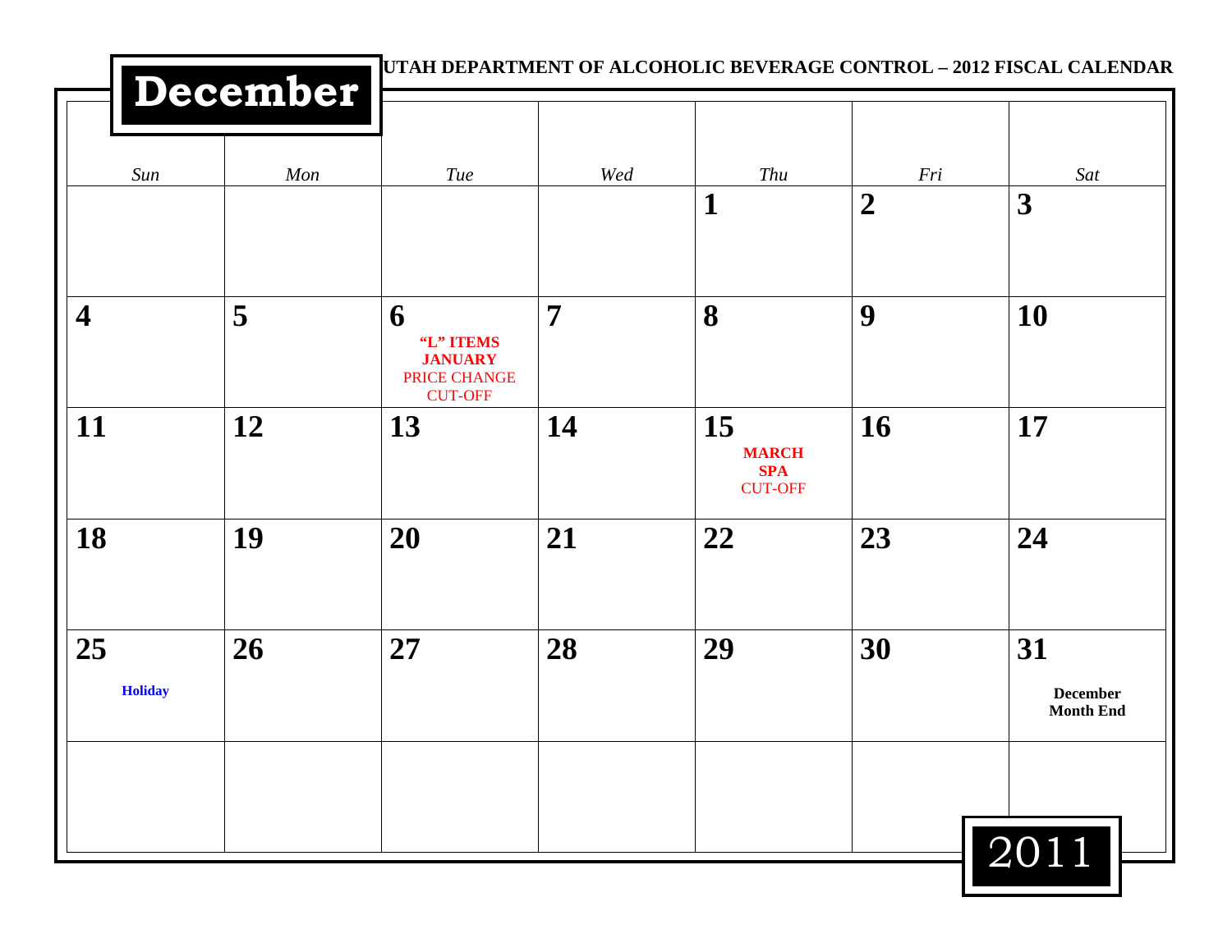UTAH DEPARTMENT OF ALCOHOLIC BEVERAGE CONTROL – 2012 FISCAL CALENDAR

# December 2011

| *Sun* | *Mon* | *Tue* | *Wed* | *Thu* | *Fri* | *Sat* |
|---|---|---|---|---|---|---|
| | | | | **1** | **2** | **3** |
| **4** | **5** | **6** **“L” ITEMS JANUARY** PRICE CHANGE CUT-OFF | **7** | **8** | **9** | **10** |
| **11** | **12** | **13** | **14** | **15** **MARCH SPA** CUT-OFF | **16** | **17** |
| **18** | **19** | **20** | **21** | **22** | **23** | **24** |
| **25** **Holiday** | **26** | **27** | **28** | **29** | **30** | **31** **December Month End** |
| | | | | | | |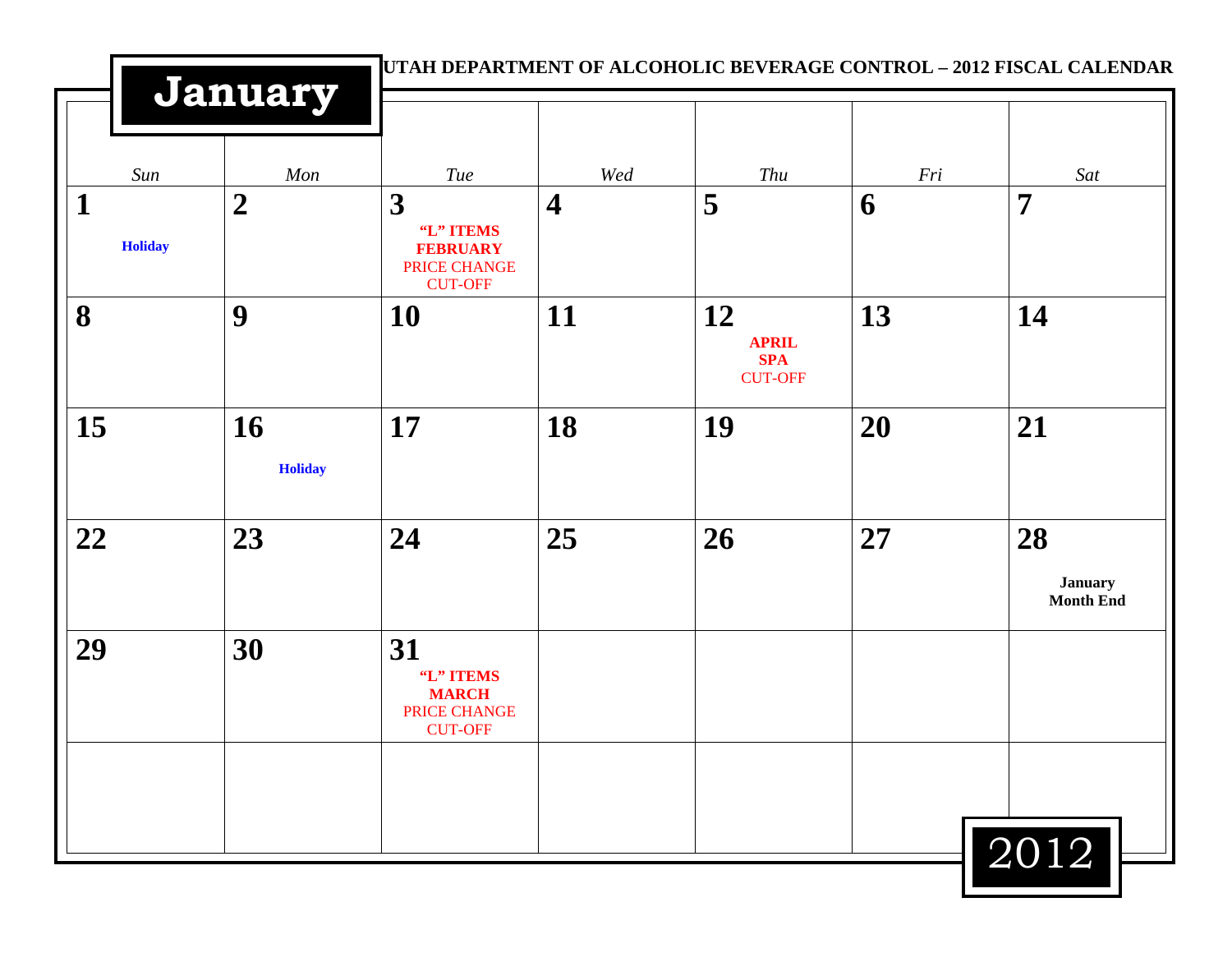UTAH DEPARTMENT OF ALCOHOLIC BEVERAGE CONTROL – 2012 FISCAL CALENDAR

# January

| *Sun* | *Mon* | *Tue* | *Wed* | *Thu* | *Fri* | *Sat* |
|---|---|---|---|---|---|---|
| **1** **Holiday** | **2** | **3** **"L" ITEMS FEBRUARY** PRICE CHANGE CUT-OFF | **4** | **5** | **6** | **7** |
| **8** | **9** | **10** | **11** | **12** **APRIL SPA** CUT-OFF | **13** | **14** |
| **15** | **16** **Holiday** | **17** | **18** | **19** | **20** | **21** |
| **22** | **23** | **24** | **25** | **26** | **27** | **28** **January Month End** |
| **29** | **30** | **31** **"L" ITEMS MARCH** PRICE CHANGE CUT-OFF | | | | |
| | | | | | | |

2012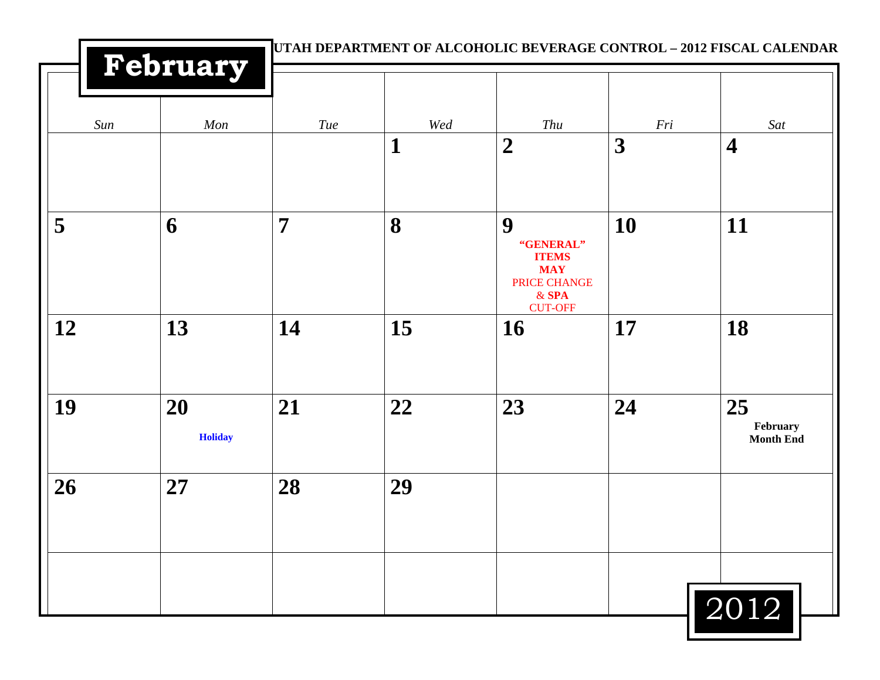# February

**UTAH DEPARTMENT OF ALCOHOLIC BEVERAGE CONTROL – 2012 FISCAL CALENDAR**

| *Sun* | *Mon* | *Tue* | *Wed* | *Thu* | *Fri* | *Sat* |
|---|---|---|---|---|---|---|
| | | | **1** | **2** | **3** | **4** |
| **5** | **6** | **7** | **8** | **9** **"GENERAL" ITEMS MAY** PRICE CHANGE & **SPA** CUT-OFF | **10** | **11** |
| **12** | **13** | **14** | **15** | **16** | **17** | **18** |
| **19** | **20** **Holiday** | **21** | **22** | **23** | **24** | **25** **February Month End** |
| **26** | **27** | **28** | **29** | | | |
| | | | | | | |

2012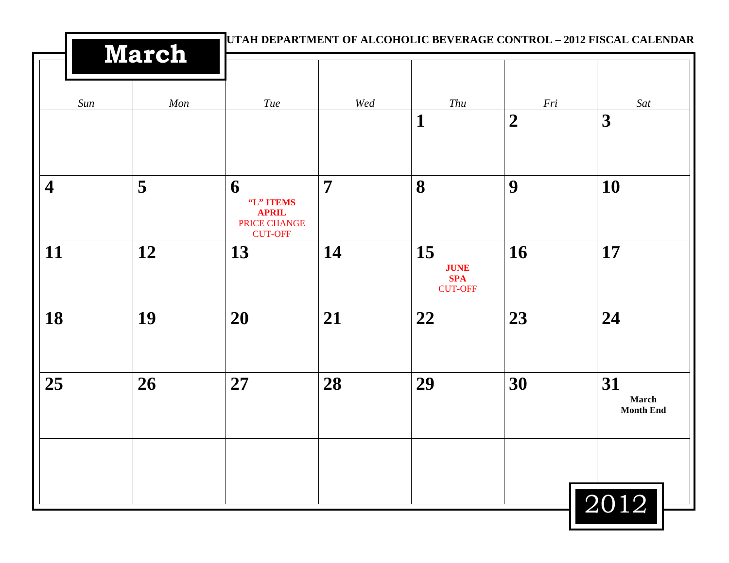UTAH DEPARTMENT OF ALCOHOLIC BEVERAGE CONTROL – 2012 FISCAL CALENDAR

# March

| Sun | Mon | Tue | Wed | Thu | Fri | Sat |
| --- | --- | --- | --- | --- | --- | --- |
| | | | | **1** | **2** | **3** |
| **4** | **5** | **6** **"L" ITEMS** **APRIL** PRICE CHANGE CUT-OFF | **7** | **8** | **9** | **10** |
| **11** | **12** | **13** | **14** | **15** **JUNE** **SPA** CUT-OFF | **16** | **17** |
| **18** | **19** | **20** | **21** | **22** | **23** | **24** |
| **25** | **26** | **27** | **28** | **29** | **30** | **31** **March Month End** |
| | | | | | | |

2012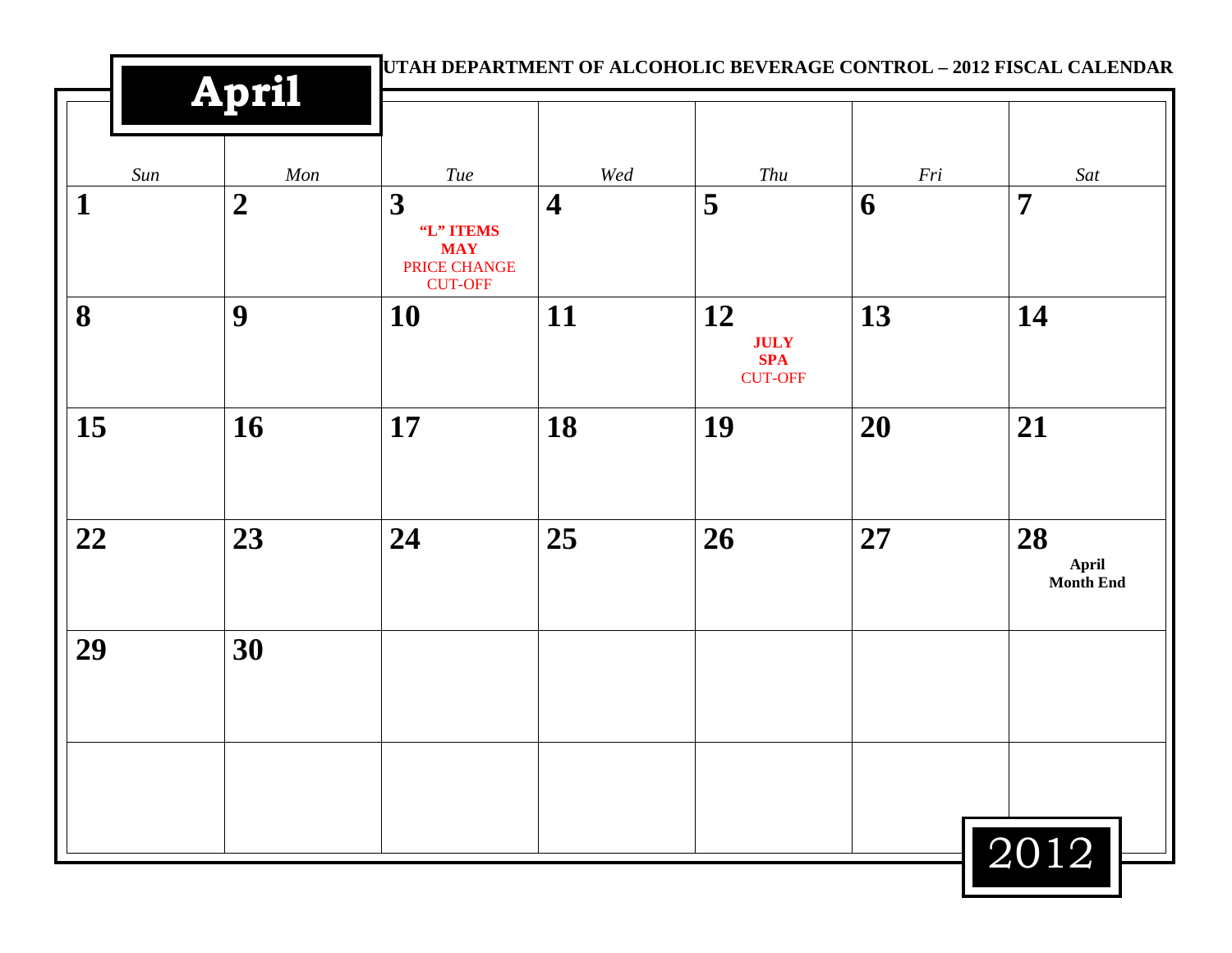# April

**UTAH DEPARTMENT OF ALCOHOLIC BEVERAGE CONTROL – 2012 FISCAL CALENDAR**

| *Sun* | *Mon* | *Tue* | *Wed* | *Thu* | *Fri* | *Sat* |
|---|---|---|---|---|---|---|
| **1** | **2** | **3** **"L" ITEMS** **MAY** PRICE CHANGE CUT-OFF | **4** | **5** | **6** | **7** |
| **8** | **9** | **10** | **11** | **12** **JULY** **SPA** CUT-OFF | **13** | **14** |
| **15** | **16** | **17** | **18** | **19** | **20** | **21** |
| **22** | **23** | **24** | **25** | **26** | **27** | **28** **April Month End** |
| **29** | **30** | | | | | |
| | | | | | | |

2012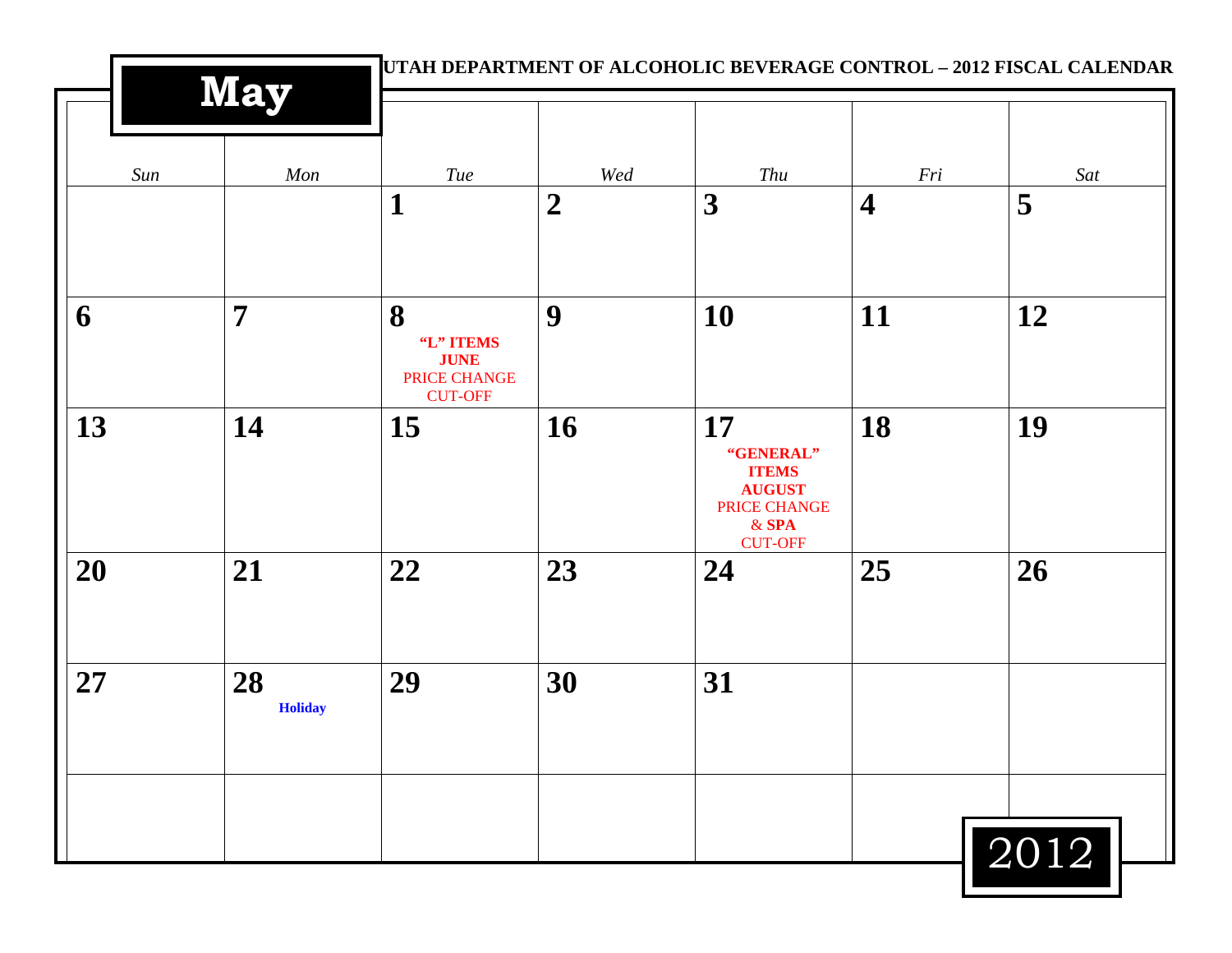# May

**UTAH DEPARTMENT OF ALCOHOLIC BEVERAGE CONTROL – 2012 FISCAL CALENDAR**

| *Sun* | *Mon* | *Tue* | *Wed* | *Thu* | *Fri* | *Sat* |
|---|---|---|---|---|---|---|
| | | **1** | **2** | **3** | **4** | **5** |
| **6** | **7** | **8** **"L" ITEMS JUNE** PRICE CHANGE CUT-OFF | **9** | **10** | **11** | **12** |
| **13** | **14** | **15** | **16** | **17** **"GENERAL" ITEMS AUGUST** PRICE CHANGE & **SPA** CUT-OFF | **18** | **19** |
| **20** | **21** | **22** | **23** | **24** | **25** | **26** |
| **27** | **28** **Holiday** | **29** | **30** | **31** | | |
| | | | | | | |

2012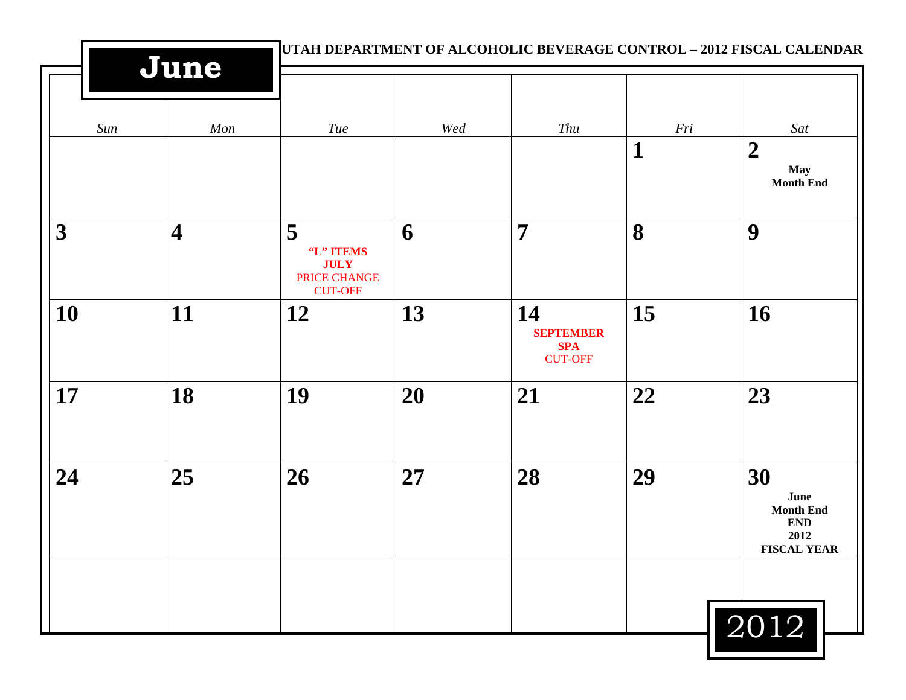# June

UTAH DEPARTMENT OF ALCOHOLIC BEVERAGE CONTROL – 2012 FISCAL CALENDAR

| *Sun* | *Mon* | *Tue* | *Wed* | *Thu* | *Fri* | *Sat* |
| --- | --- | --- | --- | --- | --- | --- |
| | | | | | **1** | **2** **May Month End** |
| **3** | **4** | **5** **"L" ITEMS JULY** PRICE CHANGE CUT-OFF | **6** | **7** | **8** | **9** |
| **10** | **11** | **12** | **13** | **14** **SEPTEMBER SPA** CUT-OFF | **15** | **16** |
| **17** | **18** | **19** | **20** | **21** | **22** | **23** |
| **24** | **25** | **26** | **27** | **28** | **29** | **30** **June Month End END 2012 FISCAL YEAR** |
| | | | | | | |

2012